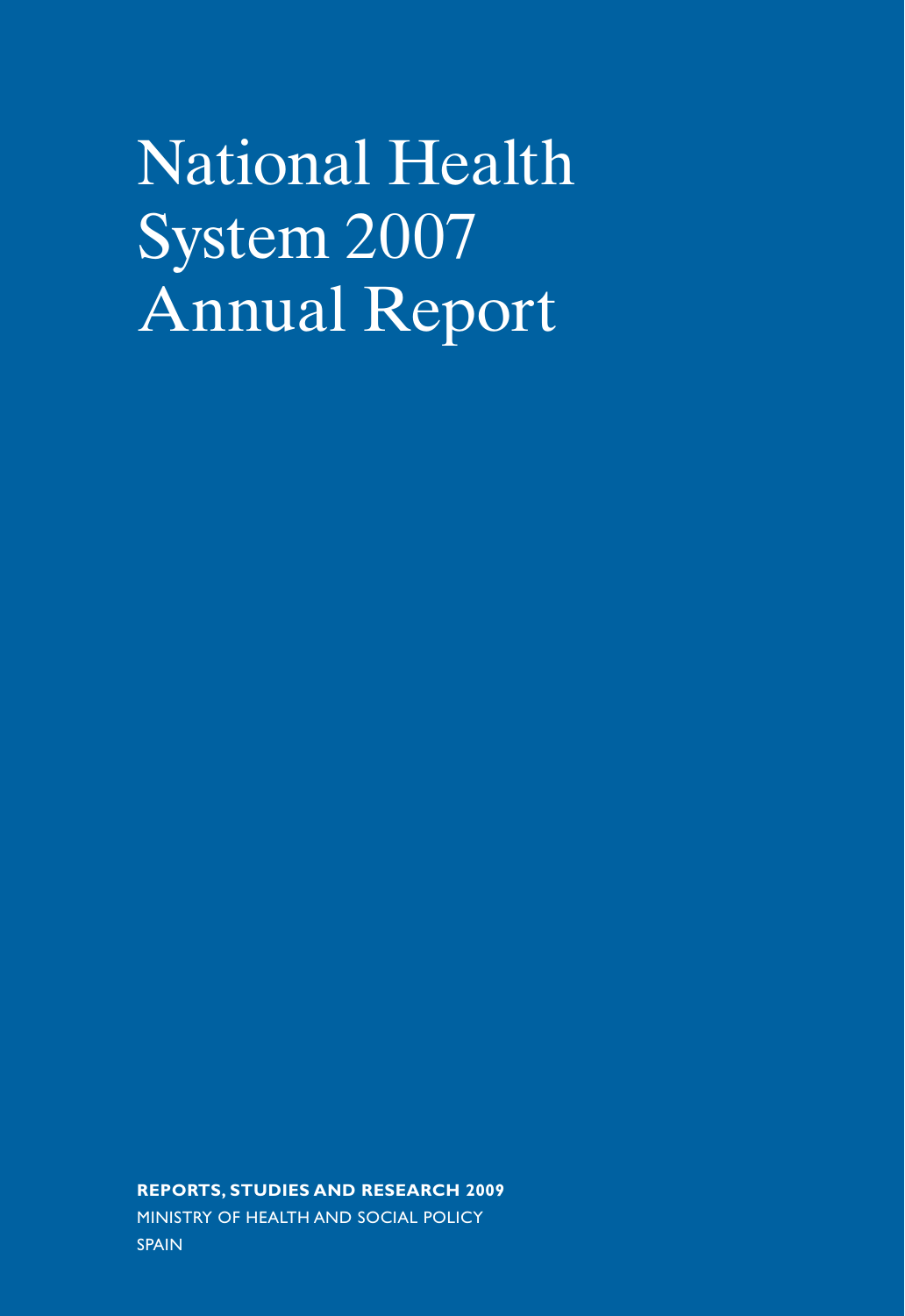# National Health System 2007 Annual Report

**REPORTS, STUDIES AND RESEARCH 2009**

MINISTRY OF HEALTH AND SOCIAL POLICY

SPAIN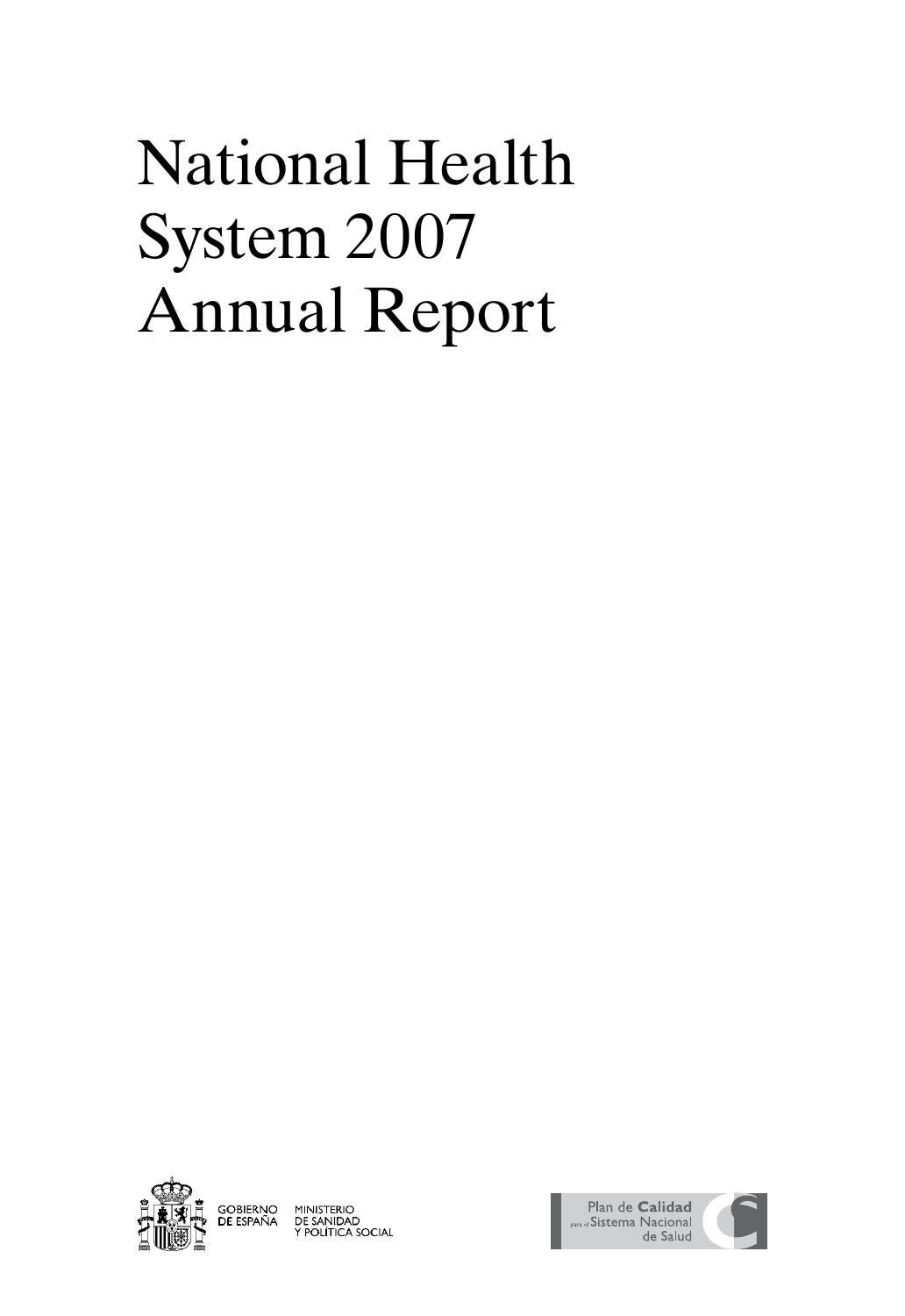# National Health System 2007 Annual Report

GOBIERNO DE ESPAÑA MINISTERIO DE SANIDAD Y POLÍTICA SOCIAL

Plan de Calidad para el Sistema Nacional de Salud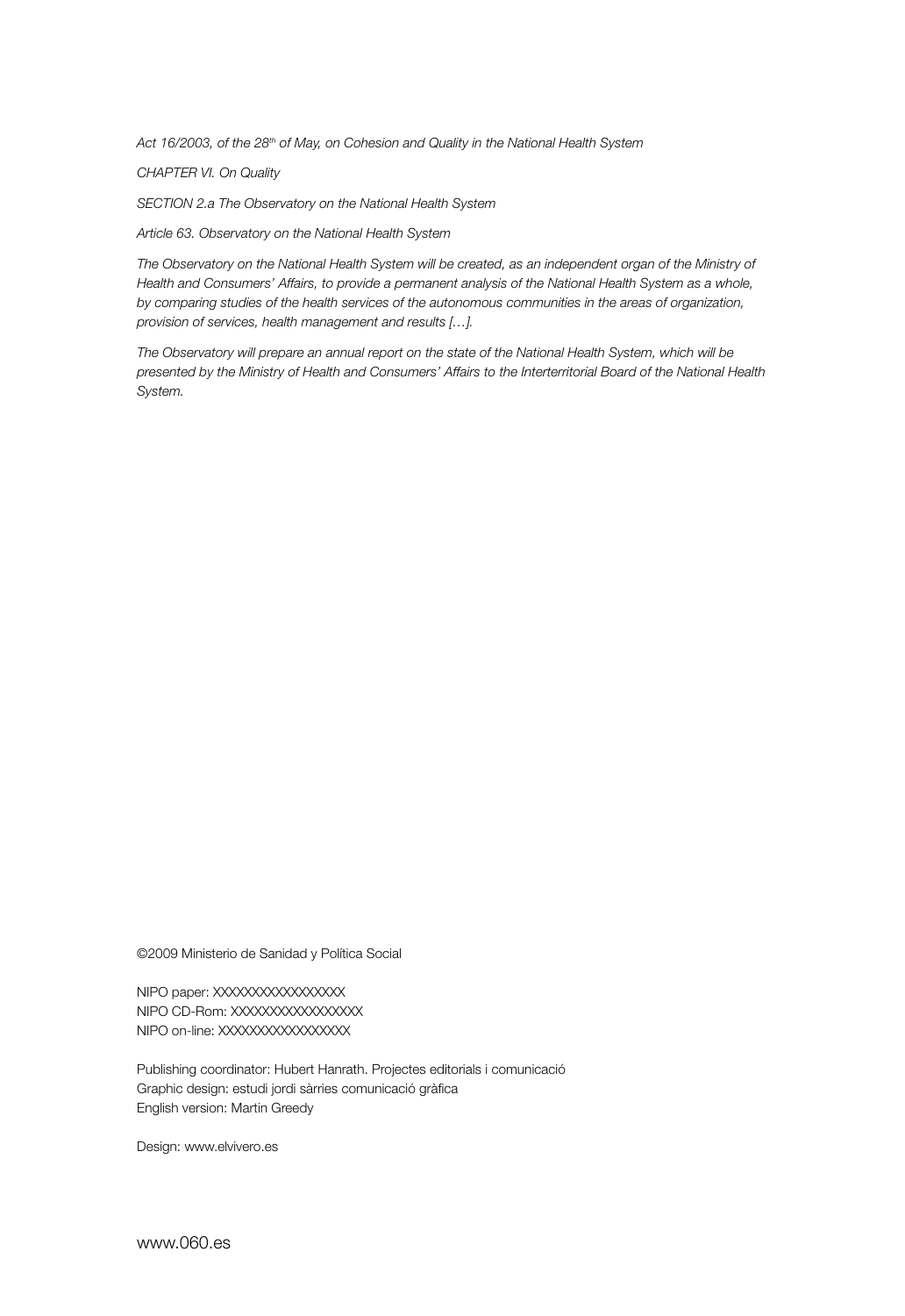*Act 16/2003, of the 28th of May, on Cohesion and Quality in the National Health System*

*CHAPTER VI. On Quality*

*SECTION 2.a The Observatory on the National Health System*

*Article 63. Observatory on the National Health System*

*The Observatory on the National Health System will be created, as an independent organ of the Ministry of Health and Consumers' Affairs, to provide a permanent analysis of the National Health System as a whole, by comparing studies of the health services of the autonomous communities in the areas of organization, provision of services, health management and results […].*

*The Observatory will prepare an annual report on the state of the National Health System, which will be presented by the Ministry of Health and Consumers' Affairs to the Interterritorial Board of the National Health System.*

©2009 Ministerio de Sanidad y Política Social

NIPO paper: XXXXXXXXXXXXXXXX
NIPO CD-Rom: XXXXXXXXXXXXXXXX
NIPO on-line: XXXXXXXXXXXXXXXX

Publishing coordinator: Hubert Hanrath. Projectes editorials i comunicació
Graphic design: estudi jordi sàrries comunicació gràfica
English version: Martin Greedy

Design: www.elvivero.es

www.060.es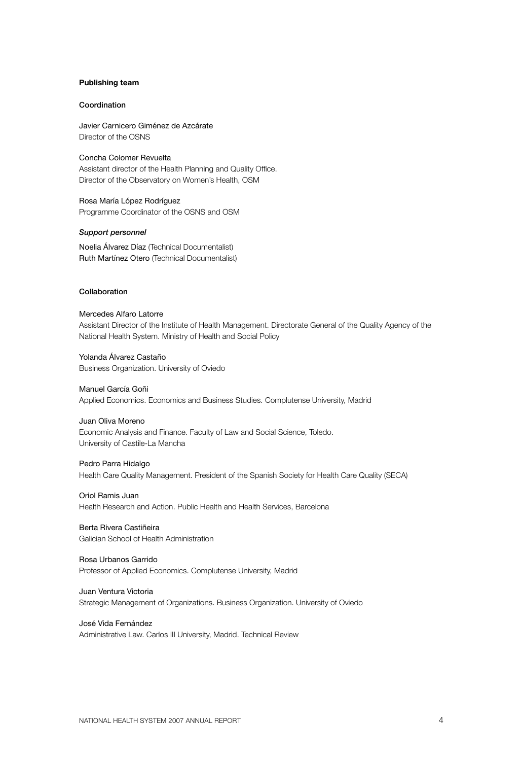**Publishing team**

Coordination

Javier Carnicero Giménez de Azcárate
Director of the OSNS

Concha Colomer Revuelta
Assistant director of the Health Planning and Quality Office.
Director of the Observatory on Women's Health, OSM

Rosa María López Rodríguez
Programme Coordinator of the OSNS and OSM

***Support personnel***

Noelia Álvarez Díaz (Technical Documentalist)
Ruth Martínez Otero (Technical Documentalist)

Collaboration

Mercedes Alfaro Latorre
Assistant Director of the Institute of Health Management. Directorate General of the Quality Agency of the National Health System. Ministry of Health and Social Policy

Yolanda Álvarez Castaño
Business Organization. University of Oviedo

Manuel García Goñi
Applied Economics. Economics and Business Studies. Complutense University, Madrid

Juan Oliva Moreno
Economic Analysis and Finance. Faculty of Law and Social Science, Toledo.
University of Castile-La Mancha

Pedro Parra Hidalgo
Health Care Quality Management. President of the Spanish Society for Health Care Quality (SECA)

Oriol Ramis Juan
Health Research and Action. Public Health and Health Services, Barcelona

Berta Rivera Castiñeira
Galician School of Health Administration

Rosa Urbanos Garrido
Professor of Applied Economics. Complutense University, Madrid

Juan Ventura Victoria
Strategic Management of Organizations. Business Organization. University of Oviedo

José Vida Fernández
Administrative Law. Carlos III University, Madrid. Technical Review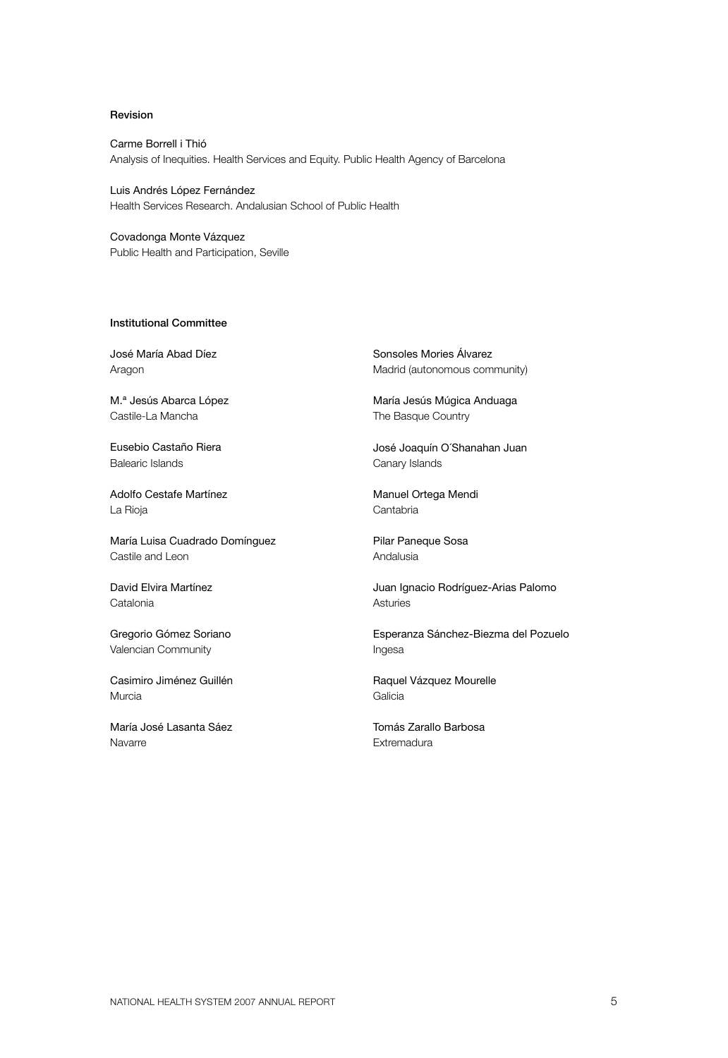### Revision

Carme Borrell i Thió
Analysis of Inequities. Health Services and Equity. Public Health Agency of Barcelona

Luis Andrés López Fernández
Health Services Research. Andalusian School of Public Health

Covadonga Monte Vázquez
Public Health and Participation, Seville

### Institutional Committee

José María Abad Díez
Aragon

M.ª Jesús Abarca López
Castile-La Mancha

Eusebio Castaño Riera
Balearic Islands

Adolfo Cestafe Martínez
La Rioja

María Luisa Cuadrado Domínguez
Castile and Leon

David Elvira Martínez
Catalonia

Gregorio Gómez Soriano
Valencian Community

Casimiro Jiménez Guillén
Murcia

María José Lasanta Sáez
Navarre

Sonsoles Mories Álvarez
Madrid (autonomous community)

María Jesús Múgica Anduaga
The Basque Country

José Joaquín O´Shanahan Juan
Canary Islands

Manuel Ortega Mendi
Cantabria

Pilar Paneque Sosa
Andalusia

Juan Ignacio Rodríguez-Arias Palomo
Asturies

Esperanza Sánchez-Biezma del Pozuelo
Ingesa

Raquel Vázquez Mourelle
Galicia

Tomás Zarallo Barbosa
Extremadura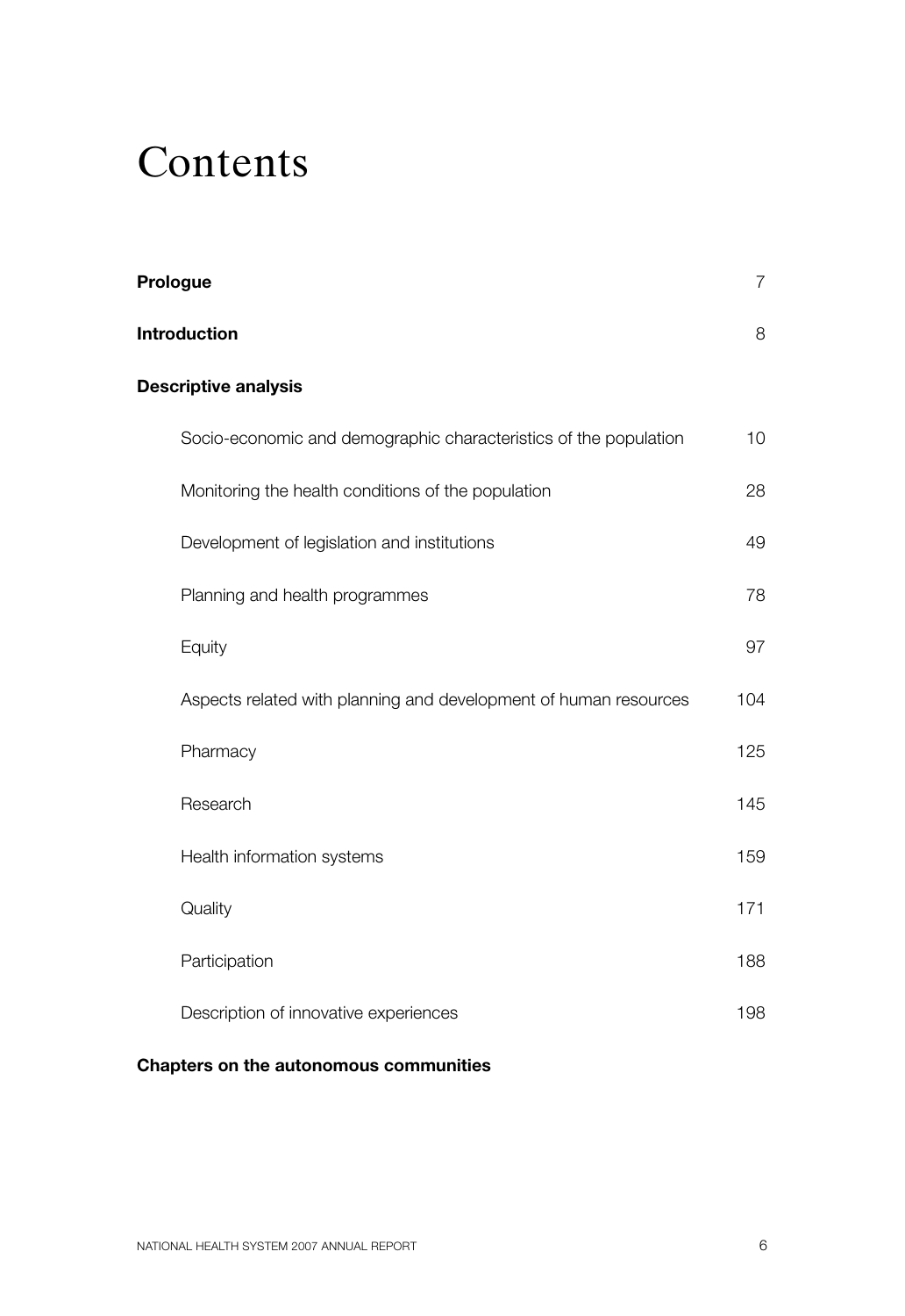# Contents

**Prologue** 7

**Introduction** 8

**Descriptive analysis**

- Socio-economic and demographic characteristics of the population 10
- Monitoring the health conditions of the population 28
- Development of legislation and institutions 49
- Planning and health programmes 78
- Equity 97
- Aspects related with planning and development of human resources 104
- Pharmacy 125
- Research 145
- Health information systems 159
- Quality 171
- Participation 188
- Description of innovative experiences 198

**Chapters on the autonomous communities**